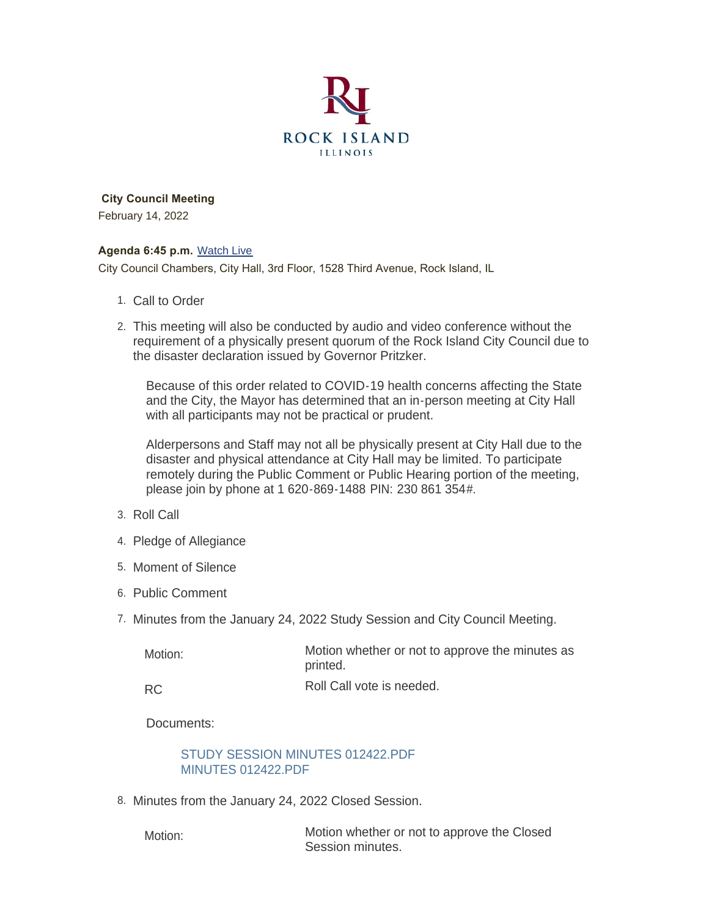**City Council Meeting**

February 14, 2022

**Agenda 6:45 p.m.** Watch Live

City Council Chambers, City Hall, 3rd Floor, 1528 Third Avenue, Rock Island, IL

1. Call to Order
2. This meeting will also be conducted by audio and video conference without the requirement of a physically present quorum of the Rock Island City Council due to the disaster declaration issued by Governor Pritzker.

   Because of this order related to COVID-19 health concerns affecting the State and the City, the Mayor has determined that an in-person meeting at City Hall with all participants may not be practical or prudent.

   Alderpersons and Staff may not all be physically present at City Hall due to the disaster and physical attendance at City Hall may be limited. To participate remotely during the Public Comment or Public Hearing portion of the meeting, please join by phone at 1 620-869-1488 PIN: 230 861 354#.
3. Roll Call
4. Pledge of Allegiance
5. Moment of Silence
6. Public Comment
7. Minutes from the January 24, 2022 Study Session and City Council Meeting.

   | | |
   |---|---|
   | Motion: | Motion whether or not to approve the minutes as printed. |
   | RC | Roll Call vote is needed. |

   Documents:

   STUDY SESSION MINUTES 012422.PDF
   MINUTES 012422.PDF
8. Minutes from the January 24, 2022 Closed Session.

   | | |
   |---|---|
   | Motion: | Motion whether or not to approve the Closed Session minutes. |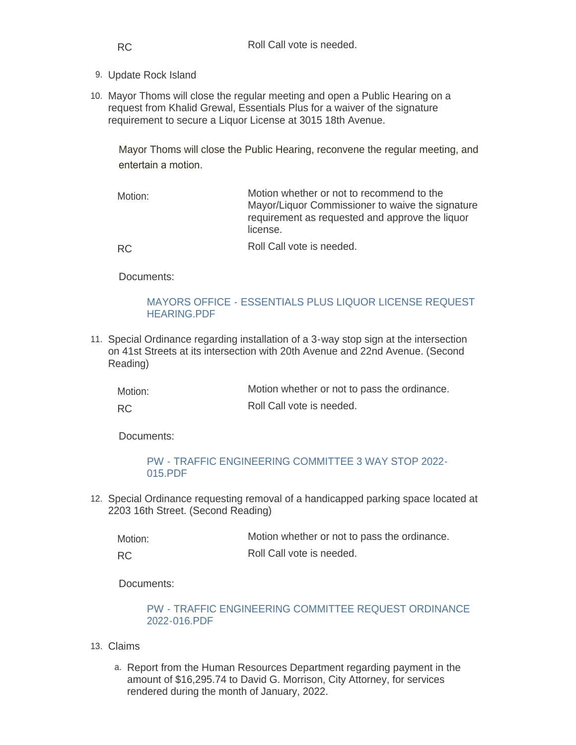RC | Roll Call vote is needed.

9. Update Rock Island

10. Mayor Thoms will close the regular meeting and open a Public Hearing on a request from Khalid Grewal, Essentials Plus for a waiver of the signature requirement to secure a Liquor License at 3015 18th Avenue.

    Mayor Thoms will close the Public Hearing, reconvene the regular meeting, and entertain a motion.

    | | |
    |---|---|
    | Motion: | Motion whether or not to recommend to the Mayor/Liquor Commissioner to waive the signature requirement as requested and approve the liquor license. |
    | RC | Roll Call vote is needed. |

    Documents:

    MAYORS OFFICE - ESSENTIALS PLUS LIQUOR LICENSE REQUEST HEARING.PDF

11. Special Ordinance regarding installation of a 3-way stop sign at the intersection on 41st Streets at its intersection with 20th Avenue and 22nd Avenue. (Second Reading)

    | | |
    |---|---|
    | Motion: | Motion whether or not to pass the ordinance. |
    | RC | Roll Call vote is needed. |

    Documents:

    PW - TRAFFIC ENGINEERING COMMITTEE 3 WAY STOP 2022-015.PDF

12. Special Ordinance requesting removal of a handicapped parking space located at 2203 16th Street. (Second Reading)

    | | |
    |---|---|
    | Motion: | Motion whether or not to pass the ordinance. |
    | RC | Roll Call vote is needed. |

    Documents:

    PW - TRAFFIC ENGINEERING COMMITTEE REQUEST ORDINANCE 2022-016.PDF

13. Claims

    a. Report from the Human Resources Department regarding payment in the amount of $16,295.74 to David G. Morrison, City Attorney, for services rendered during the month of January, 2022.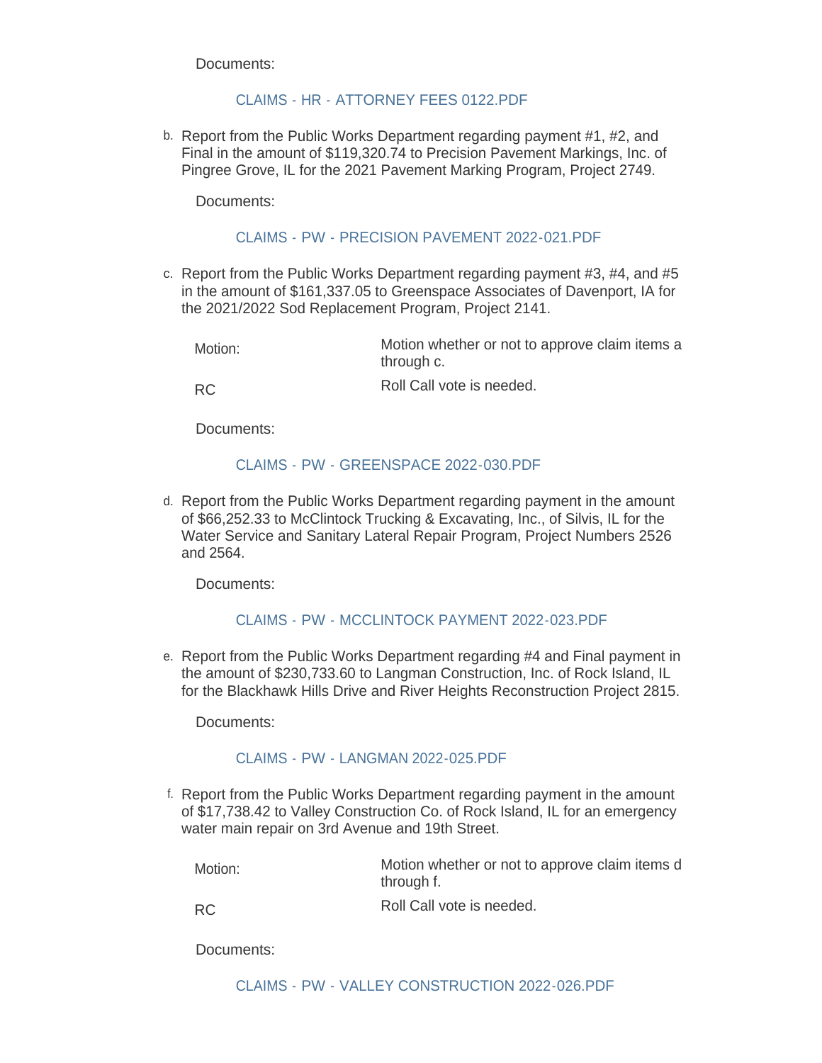Documents:

CLAIMS - HR - ATTORNEY FEES 0122.PDF

b. Report from the Public Works Department regarding payment #1, #2, and Final in the amount of $119,320.74 to Precision Pavement Markings, Inc. of Pingree Grove, IL for the 2021 Pavement Marking Program, Project 2749.

Documents:

CLAIMS - PW - PRECISION PAVEMENT 2022-021.PDF

c. Report from the Public Works Department regarding payment #3, #4, and #5 in the amount of $161,337.05 to Greenspace Associates of Davenport, IA for the 2021/2022 Sod Replacement Program, Project 2141.

| | |
|---|---|
| Motion: | Motion whether or not to approve claim items a through c. |
| RC | Roll Call vote is needed. |

Documents:

CLAIMS - PW - GREENSPACE 2022-030.PDF

d. Report from the Public Works Department regarding payment in the amount of $66,252.33 to McClintock Trucking & Excavating, Inc., of Silvis, IL for the Water Service and Sanitary Lateral Repair Program, Project Numbers 2526 and 2564.

Documents:

CLAIMS - PW - MCCLINTOCK PAYMENT 2022-023.PDF

e. Report from the Public Works Department regarding #4 and Final payment in the amount of $230,733.60 to Langman Construction, Inc. of Rock Island, IL for the Blackhawk Hills Drive and River Heights Reconstruction Project 2815.

Documents:

CLAIMS - PW - LANGMAN 2022-025.PDF

f. Report from the Public Works Department regarding payment in the amount of $17,738.42 to Valley Construction Co. of Rock Island, IL for an emergency water main repair on 3rd Avenue and 19th Street.

| | |
|---|---|
| Motion: | Motion whether or not to approve claim items d through f. |
| RC | Roll Call vote is needed. |

Documents:

CLAIMS - PW - VALLEY CONSTRUCTION 2022-026.PDF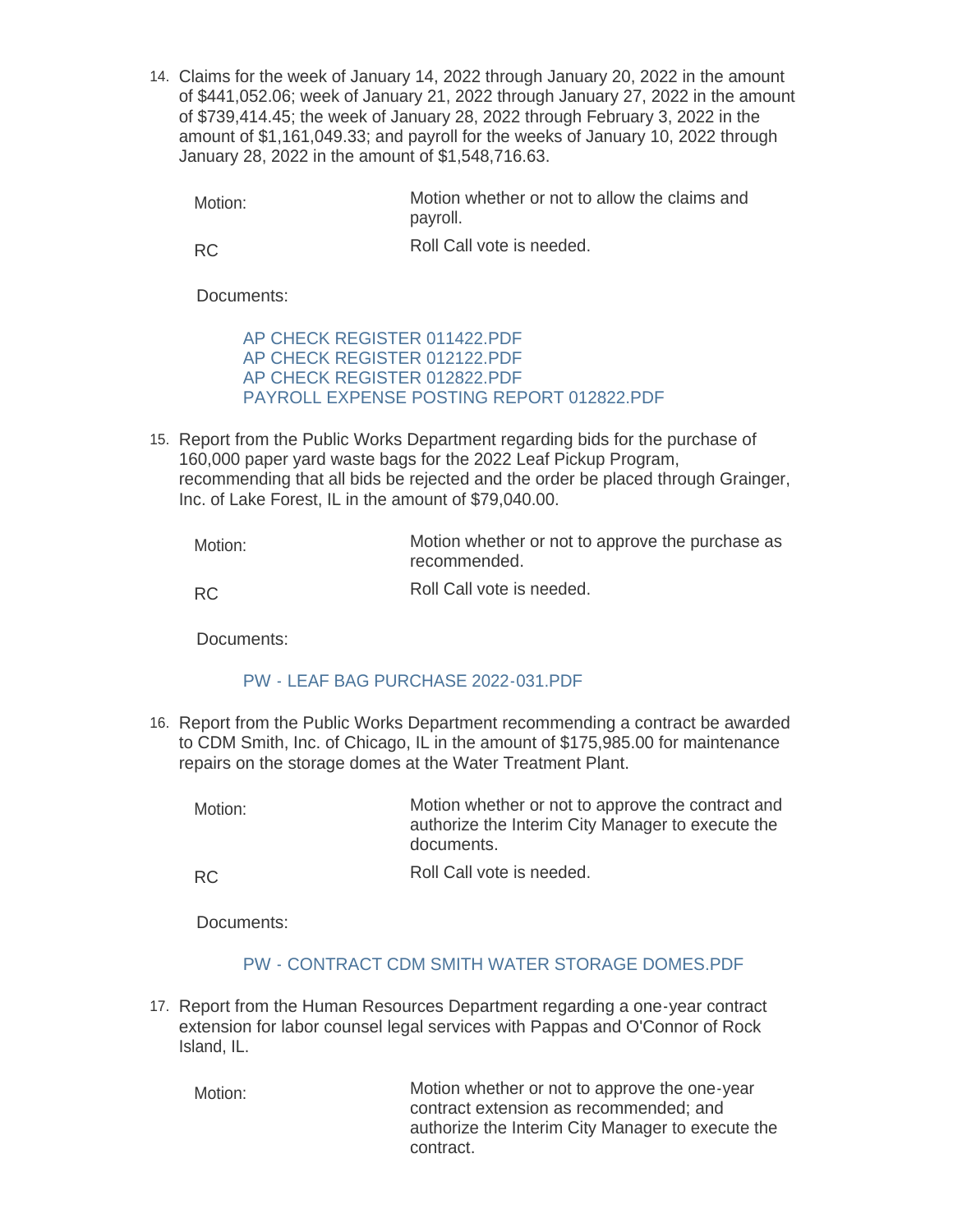14. Claims for the week of January 14, 2022 through January 20, 2022 in the amount of $441,052.06; week of January 21, 2022 through January 27, 2022 in the amount of $739,414.45; the week of January 28, 2022 through February 3, 2022 in the amount of $1,161,049.33; and payroll for the weeks of January 10, 2022 through January 28, 2022 in the amount of $1,548,716.63.

    Motion: Motion whether or not to allow the claims and payroll.

    RC: Roll Call vote is needed.

    Documents:

    AP CHECK REGISTER 011422.PDF
    AP CHECK REGISTER 012122.PDF
    AP CHECK REGISTER 012822.PDF
    PAYROLL EXPENSE POSTING REPORT 012822.PDF

15. Report from the Public Works Department regarding bids for the purchase of 160,000 paper yard waste bags for the 2022 Leaf Pickup Program, recommending that all bids be rejected and the order be placed through Grainger, Inc. of Lake Forest, IL in the amount of $79,040.00.

    Motion: Motion whether or not to approve the purchase as recommended.

    RC: Roll Call vote is needed.

    Documents:

    PW - LEAF BAG PURCHASE 2022-031.PDF

16. Report from the Public Works Department recommending a contract be awarded to CDM Smith, Inc. of Chicago, IL in the amount of $175,985.00 for maintenance repairs on the storage domes at the Water Treatment Plant.

    Motion: Motion whether or not to approve the contract and authorize the Interim City Manager to execute the documents.

    RC: Roll Call vote is needed.

    Documents:

    PW - CONTRACT CDM SMITH WATER STORAGE DOMES.PDF

17. Report from the Human Resources Department regarding a one-year contract extension for labor counsel legal services with Pappas and O'Connor of Rock Island, IL.

    Motion: Motion whether or not to approve the one-year contract extension as recommended; and authorize the Interim City Manager to execute the contract.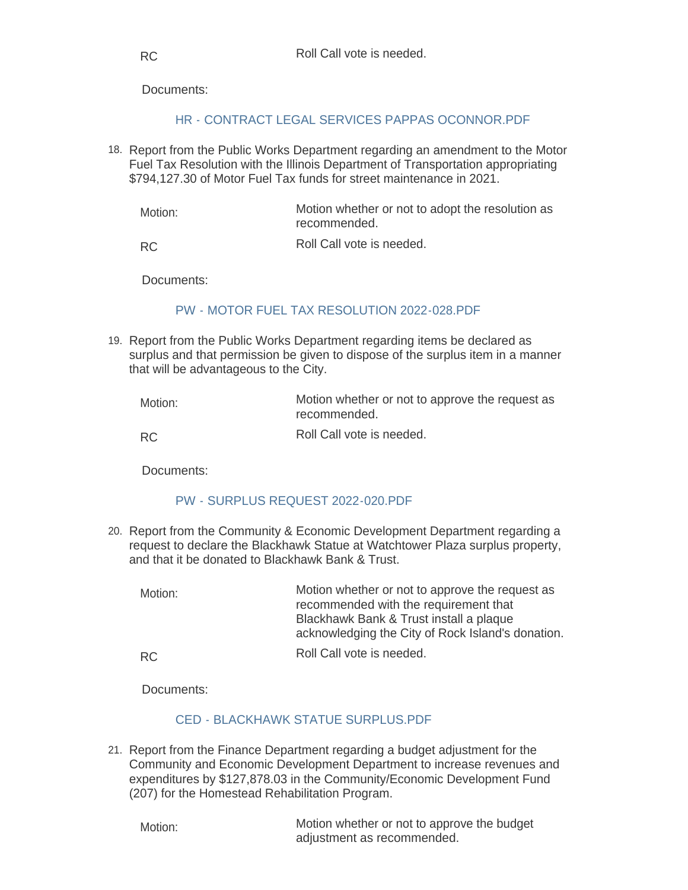RC Roll Call vote is needed.

Documents:

HR - CONTRACT LEGAL SERVICES PAPPAS OCONNOR.PDF

18. Report from the Public Works Department regarding an amendment to the Motor Fuel Tax Resolution with the Illinois Department of Transportation appropriating $794,127.30 of Motor Fuel Tax funds for street maintenance in 2021.

| | |
|---|---|
| Motion: | Motion whether or not to adopt the resolution as recommended. |
| RC | Roll Call vote is needed. |

Documents:

PW - MOTOR FUEL TAX RESOLUTION 2022-028.PDF

19. Report from the Public Works Department regarding items be declared as surplus and that permission be given to dispose of the surplus item in a manner that will be advantageous to the City.

| | |
|---|---|
| Motion: | Motion whether or not to approve the request as recommended. |
| RC | Roll Call vote is needed. |

Documents:

PW - SURPLUS REQUEST 2022-020.PDF

20. Report from the Community & Economic Development Department regarding a request to declare the Blackhawk Statue at Watchtower Plaza surplus property, and that it be donated to Blackhawk Bank & Trust.

| | |
|---|---|
| Motion: | Motion whether or not to approve the request as recommended with the requirement that Blackhawk Bank & Trust install a plaque acknowledging the City of Rock Island's donation. |
| RC | Roll Call vote is needed. |

Documents:

CED - BLACKHAWK STATUE SURPLUS.PDF

21. Report from the Finance Department regarding a budget adjustment for the Community and Economic Development Department to increase revenues and expenditures by $127,878.03 in the Community/Economic Development Fund (207) for the Homestead Rehabilitation Program.

| | |
|---|---|
| Motion: | Motion whether or not to approve the budget adjustment as recommended. |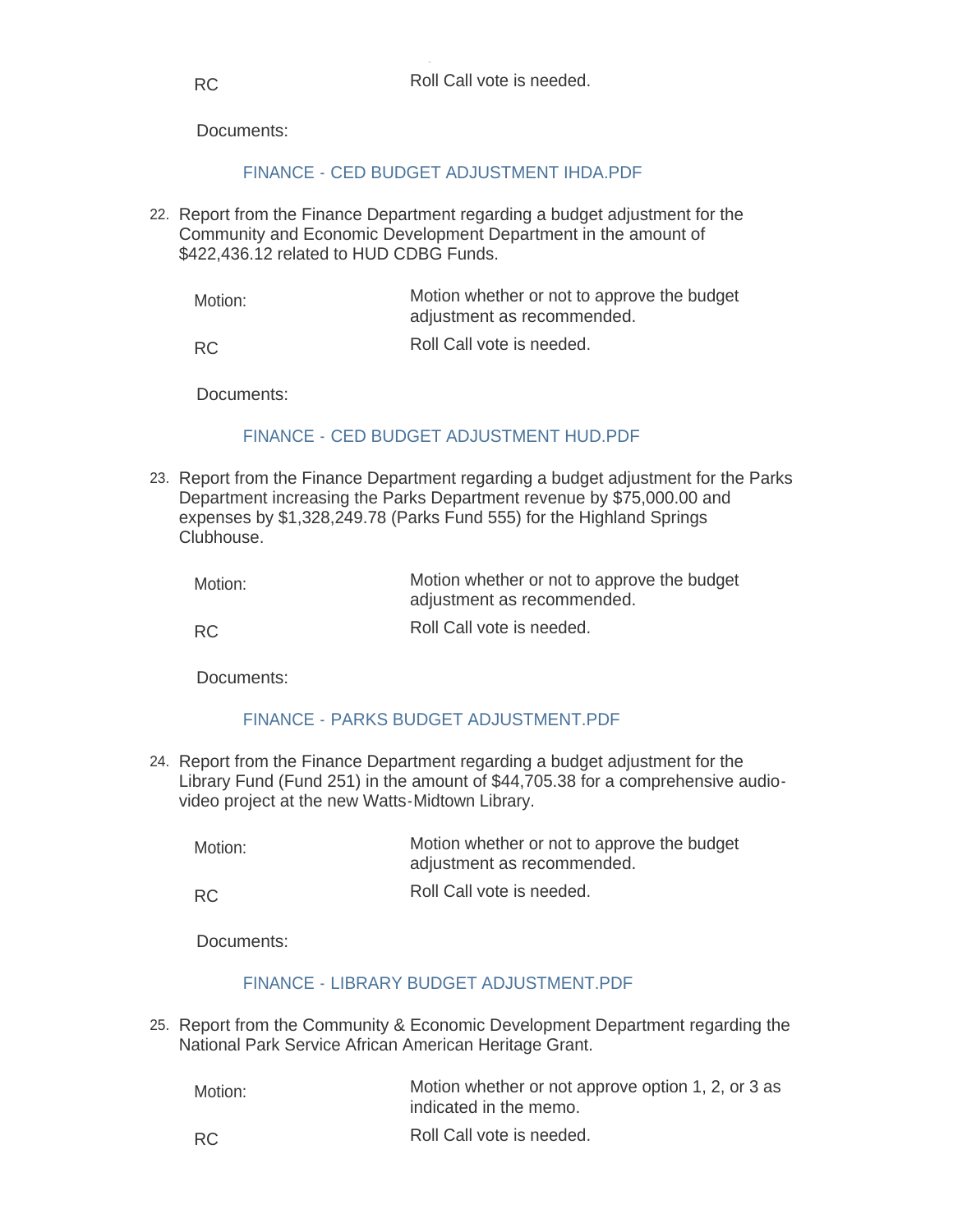RC Roll Call vote is needed.

Documents:

FINANCE - CED BUDGET ADJUSTMENT IHDA.PDF

22. Report from the Finance Department regarding a budget adjustment for the Community and Economic Development Department in the amount of $422,436.12 related to HUD CDBG Funds.

| | |
|---|---|
| Motion: | Motion whether or not to approve the budget adjustment as recommended. |
| RC | Roll Call vote is needed. |

Documents:

FINANCE - CED BUDGET ADJUSTMENT HUD.PDF

23. Report from the Finance Department regarding a budget adjustment for the Parks Department increasing the Parks Department revenue by $75,000.00 and expenses by $1,328,249.78 (Parks Fund 555) for the Highland Springs Clubhouse.

| | |
|---|---|
| Motion: | Motion whether or not to approve the budget adjustment as recommended. |
| RC | Roll Call vote is needed. |

Documents:

FINANCE - PARKS BUDGET ADJUSTMENT.PDF

24. Report from the Finance Department regarding a budget adjustment for the Library Fund (Fund 251) in the amount of $44,705.38 for a comprehensive audio-video project at the new Watts-Midtown Library.

| | |
|---|---|
| Motion: | Motion whether or not to approve the budget adjustment as recommended. |
| RC | Roll Call vote is needed. |

Documents:

FINANCE - LIBRARY BUDGET ADJUSTMENT.PDF

25. Report from the Community & Economic Development Department regarding the National Park Service African American Heritage Grant.

| | |
|---|---|
| Motion: | Motion whether or not approve option 1, 2, or 3 as indicated in the memo. |
| RC | Roll Call vote is needed. |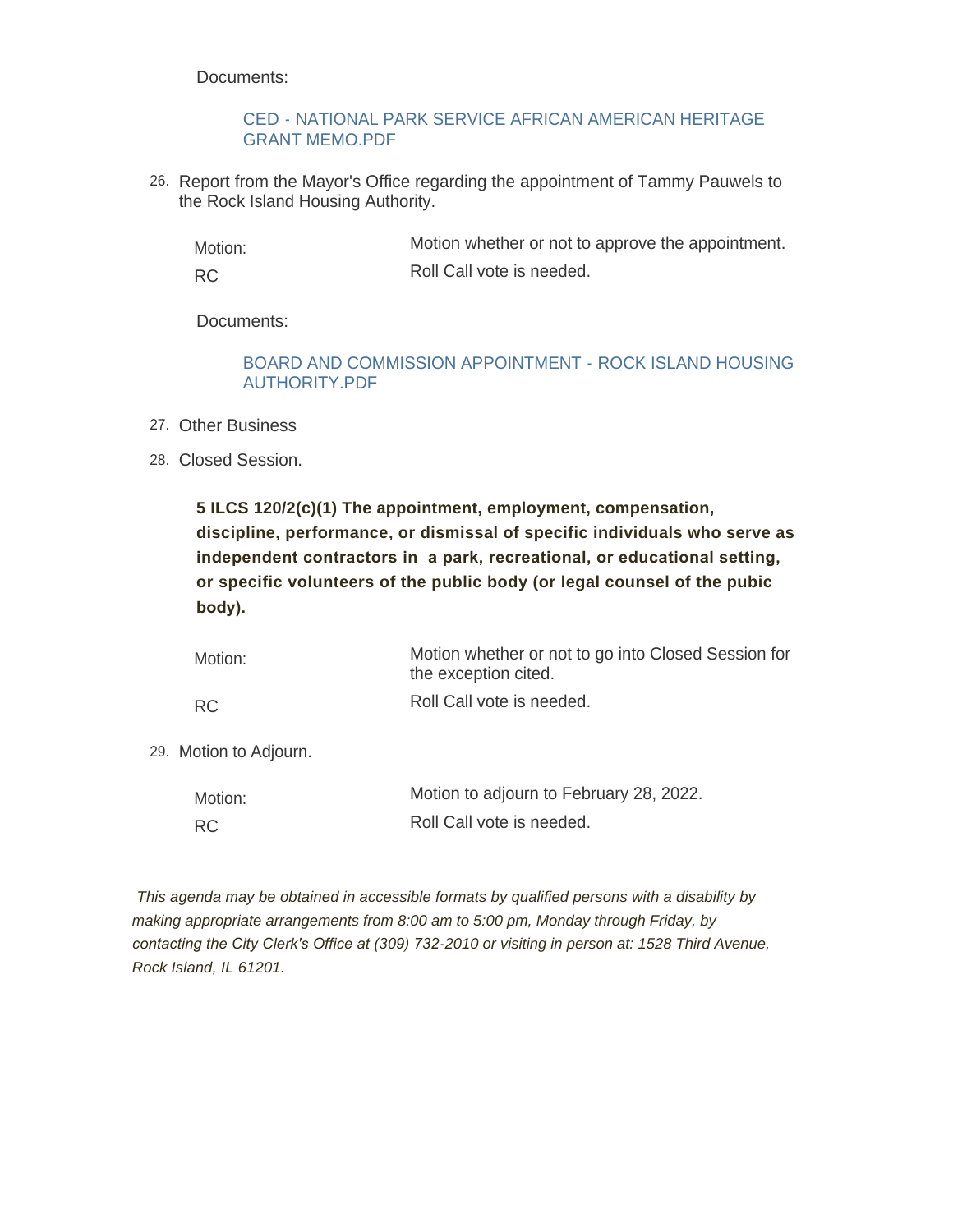Documents:

CED - NATIONAL PARK SERVICE AFRICAN AMERICAN HERITAGE GRANT MEMO.PDF

26. Report from the Mayor's Office regarding the appointment of Tammy Pauwels to the Rock Island Housing Authority.

| | |
|---|---|
| Motion: | Motion whether or not to approve the appointment. |
| RC | Roll Call vote is needed. |

Documents:

BOARD AND COMMISSION APPOINTMENT - ROCK ISLAND HOUSING AUTHORITY.PDF

27. Other Business

28. Closed Session.

**5 ILCS 120/2(c)(1) The appointment, employment, compensation, discipline, performance, or dismissal of specific individuals who serve as independent contractors in a park, recreational, or educational setting, or specific volunteers of the public body (or legal counsel of the pubic body).**

| | |
|---|---|
| Motion: | Motion whether or not to go into Closed Session for the exception cited. |
| RC | Roll Call vote is needed. |

29. Motion to Adjourn.

| | |
|---|---|
| Motion: | Motion to adjourn to February 28, 2022. |
| RC | Roll Call vote is needed. |

*This agenda may be obtained in accessible formats by qualified persons with a disability by making appropriate arrangements from 8:00 am to 5:00 pm, Monday through Friday, by contacting the City Clerk's Office at (309) 732-2010 or visiting in person at: 1528 Third Avenue, Rock Island, IL 61201.*